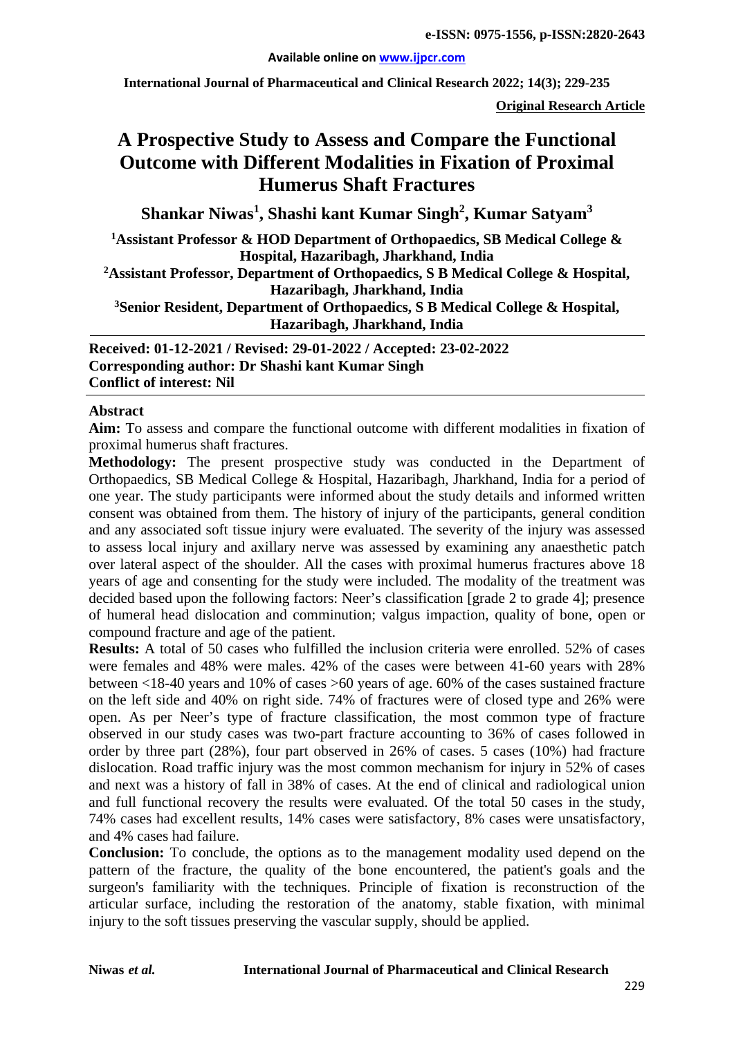**Original Research Article**

# A Prospective Study to Assess and Compare the Functional Outcome with Different Modalities in Fixation of Proximal Humerus Shaft Fractures

**Shankar Niwas[1], Shashi kant Kumar Singh[2], Kumar Satyam[3]**

**[1]Assistant Professor & HOD Department of Orthopaedics, SB Medical College & Hospital, Hazaribagh, Jharkhand, India**

**[2]Assistant Professor, Department of Orthopaedics, S B Medical College & Hospital, Hazaribagh, Jharkhand, India**

**[3]Senior Resident, Department of Orthopaedics, S B Medical College & Hospital, Hazaribagh, Jharkhand, India**

**Received: 01-12-2021 / Revised: 29-01-2022 / Accepted: 23-02-2022**
**Corresponding author: Dr Shashi kant Kumar Singh**
**Conflict of interest: Nil**

## Abstract

**Aim:** To assess and compare the functional outcome with different modalities in fixation of proximal humerus shaft fractures.

**Methodology:** The present prospective study was conducted in the Department of Orthopaedics, SB Medical College & Hospital, Hazaribagh, Jharkhand, India for a period of one year. The study participants were informed about the study details and informed written consent was obtained from them. The history of injury of the participants, general condition and any associated soft tissue injury were evaluated. The severity of the injury was assessed to assess local injury and axillary nerve was assessed by examining any anaesthetic patch over lateral aspect of the shoulder. All the cases with proximal humerus fractures above 18 years of age and consenting for the study were included. The modality of the treatment was decided based upon the following factors: Neer's classification [grade 2 to grade 4]; presence of humeral head dislocation and comminution; valgus impaction, quality of bone, open or compound fracture and age of the patient.

**Results:** A total of 50 cases who fulfilled the inclusion criteria were enrolled. 52% of cases were females and 48% were males. 42% of the cases were between 41-60 years with 28% between <18-40 years and 10% of cases >60 years of age. 60% of the cases sustained fracture on the left side and 40% on right side. 74% of fractures were of closed type and 26% were open. As per Neer's type of fracture classification, the most common type of fracture observed in our study cases was two-part fracture accounting to 36% of cases followed in order by three part (28%), four part observed in 26% of cases. 5 cases (10%) had fracture dislocation. Road traffic injury was the most common mechanism for injury in 52% of cases and next was a history of fall in 38% of cases. At the end of clinical and radiological union and full functional recovery the results were evaluated. Of the total 50 cases in the study, 74% cases had excellent results, 14% cases were satisfactory, 8% cases were unsatisfactory, and 4% cases had failure.

**Conclusion:** To conclude, the options as to the management modality used depend on the pattern of the fracture, the quality of the bone encountered, the patient's goals and the surgeon's familiarity with the techniques. Principle of fixation is reconstruction of the articular surface, including the restoration of the anatomy, stable fixation, with minimal injury to the soft tissues preserving the vascular supply, should be applied.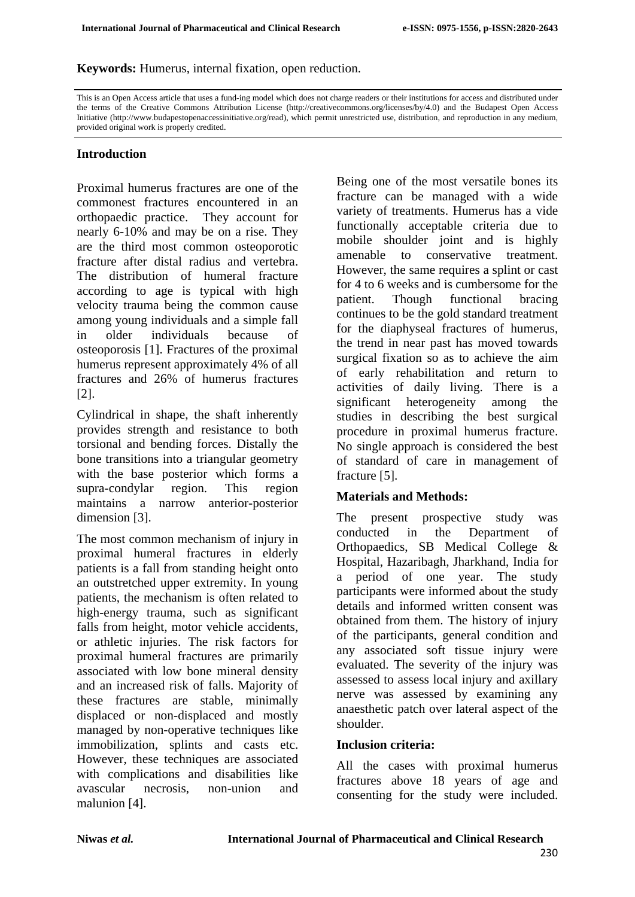**Keywords:** Humerus, internal fixation, open reduction.

This is an Open Access article that uses a fund-ing model which does not charge readers or their institutions for access and distributed under the terms of the Creative Commons Attribution License (http://creativecommons.org/licenses/by/4.0) and the Budapest Open Access Initiative (http://www.budapestopenaccessinitiative.org/read), which permit unrestricted use, distribution, and reproduction in any medium, provided original work is properly credited.

## Introduction

Proximal humerus fractures are one of the commonest fractures encountered in an orthopaedic practice. They account for nearly 6-10% and may be on a rise. They are the third most common osteoporotic fracture after distal radius and vertebra. The distribution of humeral fracture according to age is typical with high velocity trauma being the common cause among young individuals and a simple fall in older individuals because of osteoporosis [1]. Fractures of the proximal humerus represent approximately 4% of all fractures and 26% of humerus fractures [2].

Cylindrical in shape, the shaft inherently provides strength and resistance to both torsional and bending forces. Distally the bone transitions into a triangular geometry with the base posterior which forms a supra-condylar region. This region maintains a narrow anterior-posterior dimension [3].

The most common mechanism of injury in proximal humeral fractures in elderly patients is a fall from standing height onto an outstretched upper extremity. In young patients, the mechanism is often related to high-energy trauma, such as significant falls from height, motor vehicle accidents, or athletic injuries. The risk factors for proximal humeral fractures are primarily associated with low bone mineral density and an increased risk of falls. Majority of these fractures are stable, minimally displaced or non-displaced and mostly managed by non-operative techniques like immobilization, splints and casts etc. However, these techniques are associated with complications and disabilities like avascular necrosis, non-union and malunion [4].

Being one of the most versatile bones its fracture can be managed with a wide variety of treatments. Humerus has a vide functionally acceptable criteria due to mobile shoulder joint and is highly amenable to conservative treatment. However, the same requires a splint or cast for 4 to 6 weeks and is cumbersome for the patient. Though functional bracing continues to be the gold standard treatment for the diaphyseal fractures of humerus, the trend in near past has moved towards surgical fixation so as to achieve the aim of early rehabilitation and return to activities of daily living. There is a significant heterogeneity among the studies in describing the best surgical procedure in proximal humerus fracture. No single approach is considered the best of standard of care in management of fracture [5].

## Materials and Methods:

The present prospective study was conducted in the Department of Orthopaedics, SB Medical College & Hospital, Hazaribagh, Jharkhand, India for a period of one year. The study participants were informed about the study details and informed written consent was obtained from them. The history of injury of the participants, general condition and any associated soft tissue injury were evaluated. The severity of the injury was assessed to assess local injury and axillary nerve was assessed by examining any anaesthetic patch over lateral aspect of the shoulder.

### Inclusion criteria:

All the cases with proximal humerus fractures above 18 years of age and consenting for the study were included.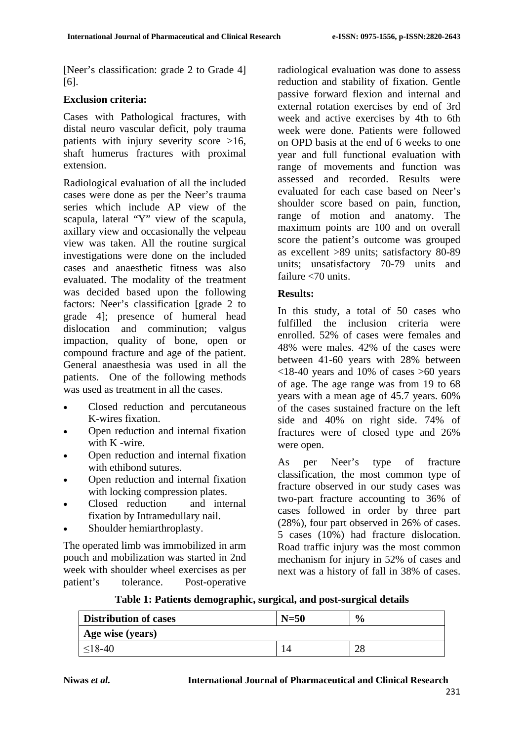[Neer's classification: grade 2 to Grade 4] [6].

**Exclusion criteria:**

Cases with Pathological fractures, with distal neuro vascular deficit, poly trauma patients with injury severity score >16, shaft humerus fractures with proximal extension.

Radiological evaluation of all the included cases were done as per the Neer's trauma series which include AP view of the scapula, lateral "Y" view of the scapula, axillary view and occasionally the velpeau view was taken. All the routine surgical investigations were done on the included cases and anaesthetic fitness was also evaluated. The modality of the treatment was decided based upon the following factors: Neer's classification [grade 2 to grade 4]; presence of humeral head dislocation and comminution; valgus impaction, quality of bone, open or compound fracture and age of the patient. General anaesthesia was used in all the patients. One of the following methods was used as treatment in all the cases.

- Closed reduction and percutaneous K-wires fixation.
- Open reduction and internal fixation with K -wire.
- Open reduction and internal fixation with ethibond sutures.
- Open reduction and internal fixation with locking compression plates.
- Closed reduction and internal fixation by Intramedullary nail.
- Shoulder hemiarthroplasty.

The operated limb was immobilized in arm pouch and mobilization was started in 2nd week with shoulder wheel exercises as per patient's tolerance. Post-operative radiological evaluation was done to assess reduction and stability of fixation. Gentle passive forward flexion and internal and external rotation exercises by end of 3rd week and active exercises by 4th to 6th week were done. Patients were followed on OPD basis at the end of 6 weeks to one year and full functional evaluation with range of movements and function was assessed and recorded. Results were evaluated for each case based on Neer's shoulder score based on pain, function, range of motion and anatomy. The maximum points are 100 and on overall score the patient's outcome was grouped as excellent >89 units; satisfactory 80-89 units; unsatisfactory 70-79 units and failure <70 units.

**Results:**

In this study, a total of 50 cases who fulfilled the inclusion criteria were enrolled. 52% of cases were females and 48% were males. 42% of the cases were between 41-60 years with 28% between <18-40 years and 10% of cases >60 years of age. The age range was from 19 to 68 years with a mean age of 45.7 years. 60% of the cases sustained fracture on the left side and 40% on right side. 74% of fractures were of closed type and 26% were open.

As per Neer's type of fracture classification, the most common type of fracture observed in our study cases was two-part fracture accounting to 36% of cases followed in order by three part (28%), four part observed in 26% of cases. 5 cases (10%) had fracture dislocation. Road traffic injury was the most common mechanism for injury in 52% of cases and next was a history of fall in 38% of cases.

**Table 1: Patients demographic, surgical, and post-surgical details**

| Distribution of cases | N=50 | % |
|---|---|---|
| **Age wise (years)** | | |
| ≤18-40 | 14 | 28 |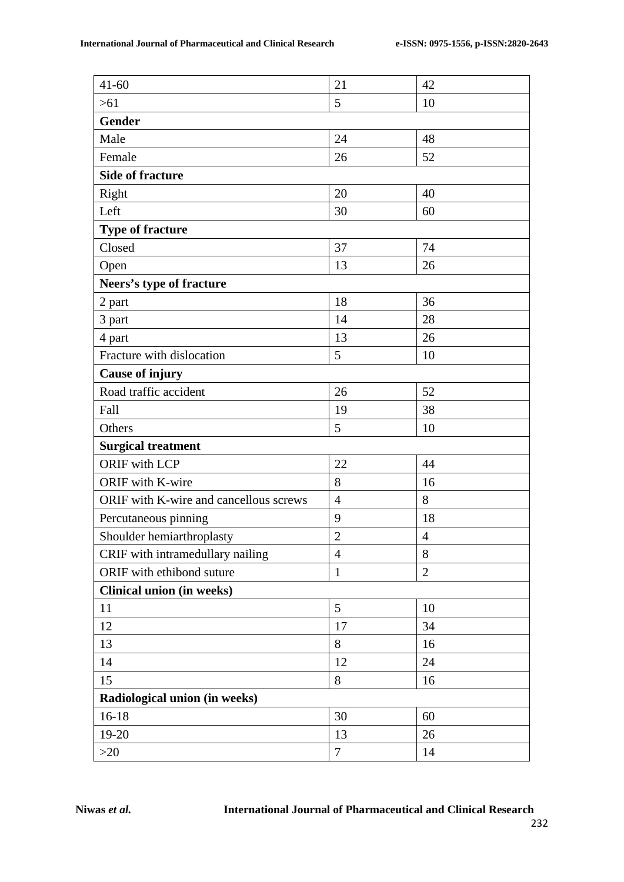| | | |
|---|---|---|
| 41-60 | 21 | 42 |
| >61 | 5 | 10 |
| **Gender** | | |
| Male | 24 | 48 |
| Female | 26 | 52 |
| **Side of fracture** | | |
| Right | 20 | 40 |
| Left | 30 | 60 |
| **Type of fracture** | | |
| Closed | 37 | 74 |
| Open | 13 | 26 |
| **Neers's type of fracture** | | |
| 2 part | 18 | 36 |
| 3 part | 14 | 28 |
| 4 part | 13 | 26 |
| Fracture with dislocation | 5 | 10 |
| **Cause of injury** | | |
| Road traffic accident | 26 | 52 |
| Fall | 19 | 38 |
| Others | 5 | 10 |
| **Surgical treatment** | | |
| ORIF with LCP | 22 | 44 |
| ORIF with K-wire | 8 | 16 |
| ORIF with K-wire and cancellous screws | 4 | 8 |
| Percutaneous pinning | 9 | 18 |
| Shoulder hemiarthroplasty | 2 | 4 |
| CRIF with intramedullary nailing | 4 | 8 |
| ORIF with ethibond suture | 1 | 2 |
| **Clinical union (in weeks)** | | |
| 11 | 5 | 10 |
| 12 | 17 | 34 |
| 13 | 8 | 16 |
| 14 | 12 | 24 |
| 15 | 8 | 16 |
| **Radiological union (in weeks)** | | |
| 16-18 | 30 | 60 |
| 19-20 | 13 | 26 |
| >20 | 7 | 14 |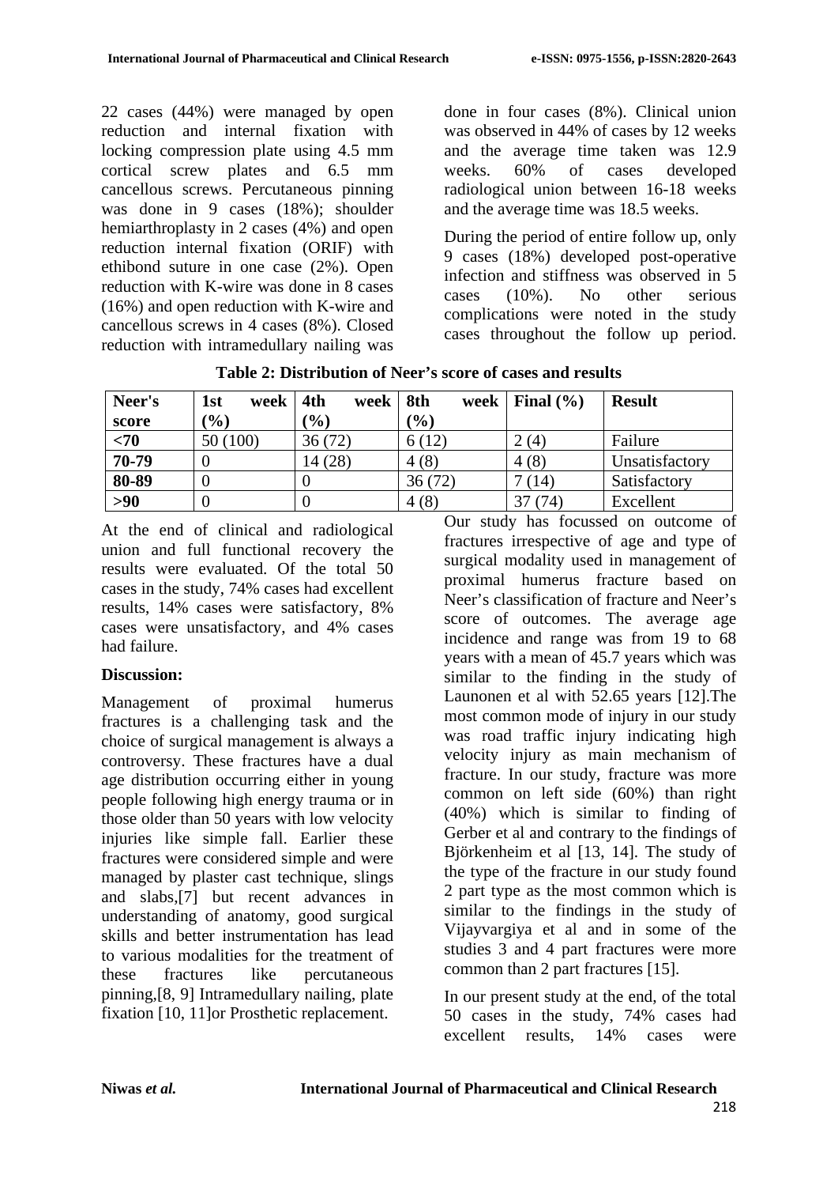22 cases (44%) were managed by open reduction and internal fixation with locking compression plate using 4.5 mm cortical screw plates and 6.5 mm cancellous screws. Percutaneous pinning was done in 9 cases (18%); shoulder hemiarthroplasty in 2 cases (4%) and open reduction internal fixation (ORIF) with ethibond suture in one case (2%). Open reduction with K-wire was done in 8 cases (16%) and open reduction with K-wire and cancellous screws in 4 cases (8%). Closed reduction with intramedullary nailing was done in four cases (8%). Clinical union was observed in 44% of cases by 12 weeks and the average time taken was 12.9 weeks. 60% of cases developed radiological union between 16-18 weeks and the average time was 18.5 weeks.

During the period of entire follow up, only 9 cases (18%) developed post-operative infection and stiffness was observed in 5 cases (10%). No other serious complications were noted in the study cases throughout the follow up period.

**Table 2: Distribution of Neer's score of cases and results**

| Neer's score | 1st week (%) | 4th week (%) | 8th week (%) | Final (%) | Result |
|---|---|---|---|---|---|
| **<70** | 50 (100) | 36 (72) | 6 (12) | 2 (4) | Failure |
| **70-79** | 0 | 14 (28) | 4 (8) | 4 (8) | Unsatisfactory |
| **80-89** | 0 | 0 | 36 (72) | 7 (14) | Satisfactory |
| **>90** | 0 | 0 | 4 (8) | 37 (74) | Excellent |

At the end of clinical and radiological union and full functional recovery the results were evaluated. Of the total 50 cases in the study, 74% cases had excellent results, 14% cases were satisfactory, 8% cases were unsatisfactory, and 4% cases had failure.

**Discussion:**

Management of proximal humerus fractures is a challenging task and the choice of surgical management is always a controversy. These fractures have a dual age distribution occurring either in young people following high energy trauma or in those older than 50 years with low velocity injuries like simple fall. Earlier these fractures were considered simple and were managed by plaster cast technique, slings and slabs,[7] but recent advances in understanding of anatomy, good surgical skills and better instrumentation has lead to various modalities for the treatment of these fractures like percutaneous pinning,[8, 9] Intramedullary nailing, plate fixation [10, 11]or Prosthetic replacement.

Our study has focussed on outcome of fractures irrespective of age and type of surgical modality used in management of proximal humerus fracture based on Neer's classification of fracture and Neer's score of outcomes. The average age incidence and range was from 19 to 68 years with a mean of 45.7 years which was similar to the finding in the study of Launonen et al with 52.65 years [12].The most common mode of injury in our study was road traffic injury indicating high velocity injury as main mechanism of fracture. In our study, fracture was more common on left side (60%) than right (40%) which is similar to finding of Gerber et al and contrary to the findings of Björkenheim et al [13, 14]. The study of the type of the fracture in our study found 2 part type as the most common which is similar to the findings in the study of Vijayvargiya et al and in some of the studies 3 and 4 part fractures were more common than 2 part fractures [15].

In our present study at the end, of the total 50 cases in the study, 74% cases had excellent results, 14% cases were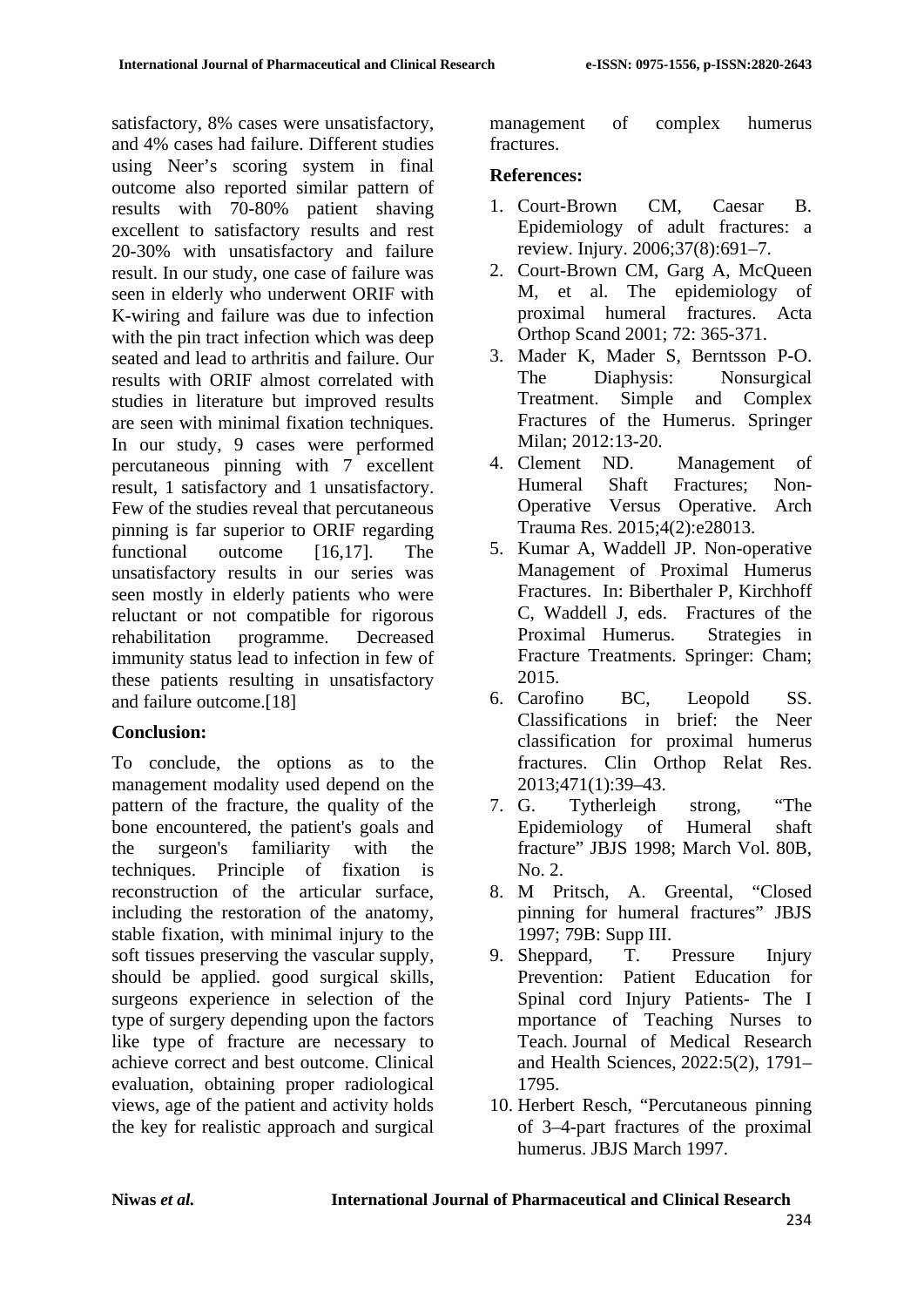satisfactory, 8% cases were unsatisfactory, and 4% cases had failure. Different studies using Neer's scoring system in final outcome also reported similar pattern of results with 70-80% patient shaving excellent to satisfactory results and rest 20-30% with unsatisfactory and failure result. In our study, one case of failure was seen in elderly who underwent ORIF with K-wiring and failure was due to infection with the pin tract infection which was deep seated and lead to arthritis and failure. Our results with ORIF almost correlated with studies in literature but improved results are seen with minimal fixation techniques. In our study, 9 cases were performed percutaneous pinning with 7 excellent result, 1 satisfactory and 1 unsatisfactory. Few of the studies reveal that percutaneous pinning is far superior to ORIF regarding functional outcome [16,17]. The unsatisfactory results in our series was seen mostly in elderly patients who were reluctant or not compatible for rigorous rehabilitation programme. Decreased immunity status lead to infection in few of these patients resulting in unsatisfactory and failure outcome.[18]

## Conclusion:

To conclude, the options as to the management modality used depend on the pattern of the fracture, the quality of the bone encountered, the patient's goals and the surgeon's familiarity with the techniques. Principle of fixation is reconstruction of the articular surface, including the restoration of the anatomy, stable fixation, with minimal injury to the soft tissues preserving the vascular supply, should be applied. good surgical skills, surgeons experience in selection of the type of surgery depending upon the factors like type of fracture are necessary to achieve correct and best outcome. Clinical evaluation, obtaining proper radiological views, age of the patient and activity holds the key for realistic approach and surgical management of complex humerus fractures.

## References:

1. Court-Brown CM, Caesar B. Epidemiology of adult fractures: a review. Injury. 2006;37(8):691–7.
2. Court-Brown CM, Garg A, McQueen M, et al. The epidemiology of proximal humeral fractures. Acta Orthop Scand 2001; 72: 365-371.
3. Mader K, Mader S, Berntsson P-O. The Diaphysis: Nonsurgical Treatment. Simple and Complex Fractures of the Humerus. Springer Milan; 2012:13-20.
4. Clement ND. Management of Humeral Shaft Fractures; Non-Operative Versus Operative. Arch Trauma Res. 2015;4(2):e28013.
5. Kumar A, Waddell JP. Non-operative Management of Proximal Humerus Fractures. In: Biberthaler P, Kirchhoff C, Waddell J, eds. Fractures of the Proximal Humerus. Strategies in Fracture Treatments. Springer: Cham; 2015.
6. Carofino BC, Leopold SS. Classifications in brief: the Neer classification for proximal humerus fractures. Clin Orthop Relat Res. 2013;471(1):39–43.
7. G. Tytherleigh strong, "The Epidemiology of Humeral shaft fracture" JBJS 1998; March Vol. 80B, No. 2.
8. M Pritsch, A. Greental, "Closed pinning for humeral fractures" JBJS 1997; 79B: Supp III.
9. Sheppard, T. Pressure Injury Prevention: Patient Education for Spinal cord Injury Patients- The I mportance of Teaching Nurses to Teach. Journal of Medical Research and Health Sciences, 2022:5(2), 1791–1795.
10. Herbert Resch, "Percutaneous pinning of 3–4-part fractures of the proximal humerus. JBJS March 1997.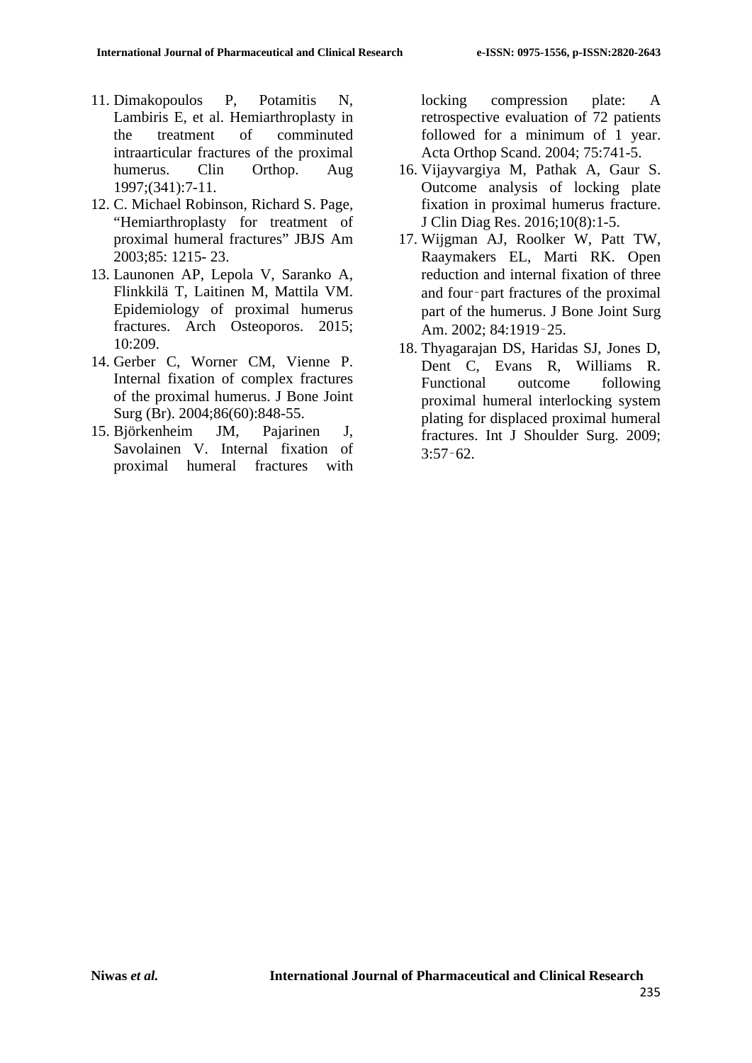11. Dimakopoulos P, Potamitis N, Lambiris E, et al. Hemiarthroplasty in the treatment of comminuted intraarticular fractures of the proximal humerus. Clin Orthop. Aug 1997;(341):7-11.
12. C. Michael Robinson, Richard S. Page, "Hemiarthroplasty for treatment of proximal humeral fractures" JBJS Am 2003;85: 1215- 23.
13. Launonen AP, Lepola V, Saranko A, Flinkkilä T, Laitinen M, Mattila VM. Epidemiology of proximal humerus fractures. Arch Osteoporos. 2015; 10:209.
14. Gerber C, Worner CM, Vienne P. Internal fixation of complex fractures of the proximal humerus. J Bone Joint Surg (Br). 2004;86(60):848-55.
15. Björkenheim JM, Pajarinen J, Savolainen V. Internal fixation of proximal humeral fractures with locking compression plate: A retrospective evaluation of 72 patients followed for a minimum of 1 year. Acta Orthop Scand. 2004; 75:741-5.
16. Vijayvargiya M, Pathak A, Gaur S. Outcome analysis of locking plate fixation in proximal humerus fracture. J Clin Diag Res. 2016;10(8):1-5.
17. Wijgman AJ, Roolker W, Patt TW, Raaymakers EL, Marti RK. Open reduction and internal fixation of three and four‑part fractures of the proximal part of the humerus. J Bone Joint Surg Am. 2002; 84:1919‑25.
18. Thyagarajan DS, Haridas SJ, Jones D, Dent C, Evans R, Williams R. Functional outcome following proximal humeral interlocking system plating for displaced proximal humeral fractures. Int J Shoulder Surg. 2009; 3:57‑62.